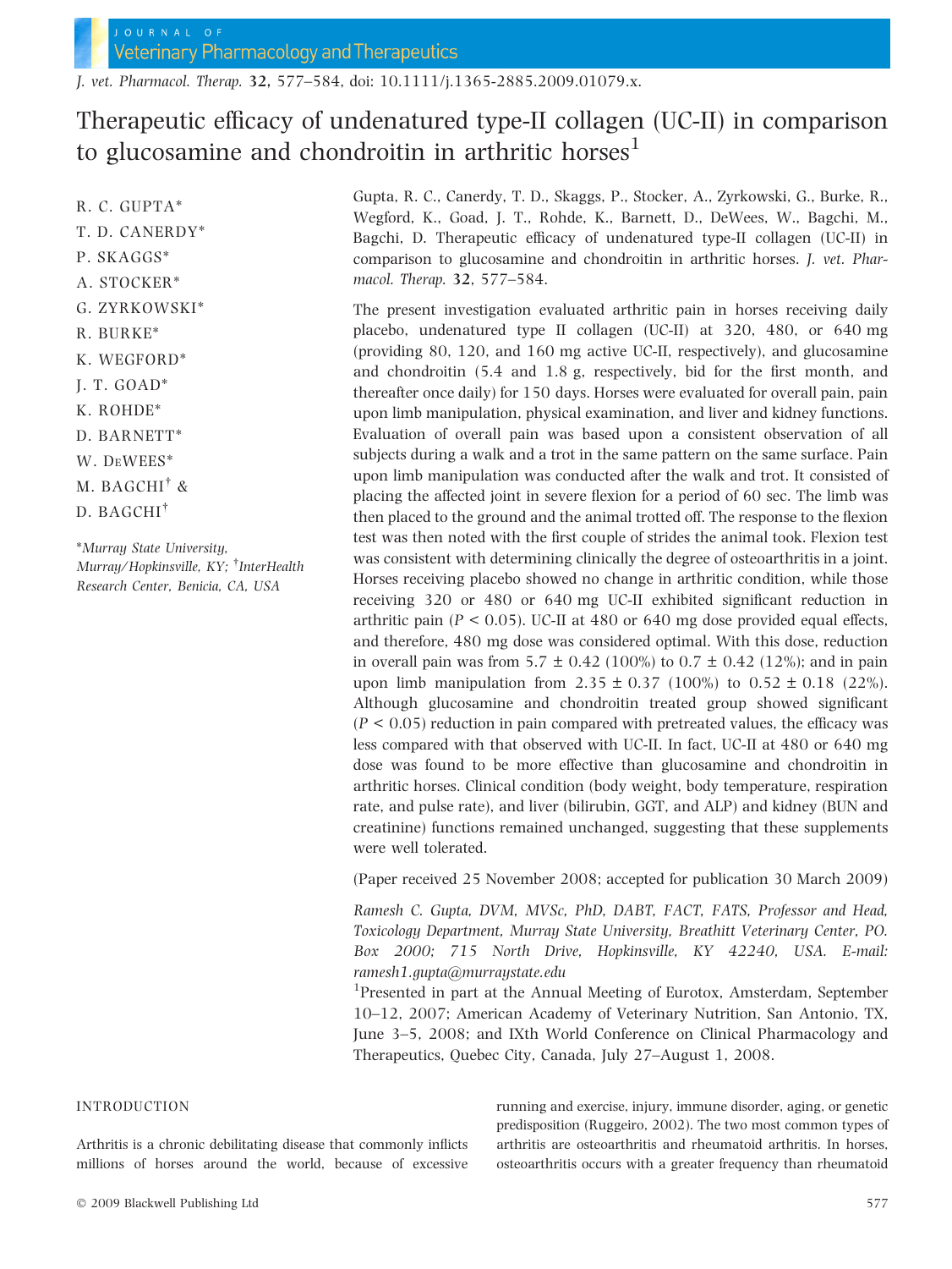# Therapeutic efficacy of undenatured type-II collagen (UC-II) in comparison to glucosamine and chondroitin in arthritic horses[1]

R. C. GUPTA*
T. D. CANERDY*
P. SKAGGS*
A. STOCKER*
G. ZYRKOWSKI*
R. BURKE*
K. WEGFORD*
J. T. GOAD*
K. ROHDE*
D. BARNETT*
W. DEWEES*
M. BAGCHI[†] &
D. BAGCHI[†]

*Murray State University, Murray/Hopkinsville, KY; [†]InterHealth Research Center, Benicia, CA, USA

Gupta, R. C., Canerdy, T. D., Skaggs, P., Stocker, A., Zyrkowski, G., Burke, R., Wegford, K., Goad, J. T., Rohde, K., Barnett, D., DeWees, W., Bagchi, M., Bagchi, D. Therapeutic efficacy of undenatured type-II collagen (UC-II) in comparison to glucosamine and chondroitin in arthritic horses. *J. vet. Pharmacol. Therap.* **32**, 577–584.

The present investigation evaluated arthritic pain in horses receiving daily placebo, undenatured type II collagen (UC-II) at 320, 480, or 640 mg (providing 80, 120, and 160 mg active UC-II, respectively), and glucosamine and chondroitin (5.4 and 1.8 g, respectively, bid for the first month, and thereafter once daily) for 150 days. Horses were evaluated for overall pain, pain upon limb manipulation, physical examination, and liver and kidney functions. Evaluation of overall pain was based upon a consistent observation of all subjects during a walk and a trot in the same pattern on the same surface. Pain upon limb manipulation was conducted after the walk and trot. It consisted of placing the affected joint in severe flexion for a period of 60 sec. The limb was then placed to the ground and the animal trotted off. The response to the flexion test was then noted with the first couple of strides the animal took. Flexion test was consistent with determining clinically the degree of osteoarthritis in a joint. Horses receiving placebo showed no change in arthritic condition, while those receiving 320 or 480 or 640 mg UC-II exhibited significant reduction in arthritic pain ($P < 0.05$). UC-II at 480 or 640 mg dose provided equal effects, and therefore, 480 mg dose was considered optimal. With this dose, reduction in overall pain was from $5.7 \pm 0.42$ (100%) to $0.7 \pm 0.42$ (12%); and in pain upon limb manipulation from $2.35 \pm 0.37$ (100%) to $0.52 \pm 0.18$ (22%). Although glucosamine and chondroitin treated group showed significant ($P < 0.05$) reduction in pain compared with pretreated values, the efficacy was less compared with that observed with UC-II. In fact, UC-II at 480 or 640 mg dose was found to be more effective than glucosamine and chondroitin in arthritic horses. Clinical condition (body weight, body temperature, respiration rate, and pulse rate), and liver (bilirubin, GGT, and ALP) and kidney (BUN and creatinine) functions remained unchanged, suggesting that these supplements were well tolerated.

(Paper received 25 November 2008; accepted for publication 30 March 2009)

*Ramesh C. Gupta, DVM, MVSc, PhD, DABT, FACT, FATS, Professor and Head, Toxicology Department, Murray State University, Breathitt Veterinary Center, PO. Box 2000; 715 North Drive, Hopkinsville, KY 42240, USA. E-mail: ramesh1.gupta@murraystate.edu*

[1]Presented in part at the Annual Meeting of Eurotox, Amsterdam, September 10–12, 2007; American Academy of Veterinary Nutrition, San Antonio, TX, June 3–5, 2008; and IXth World Conference on Clinical Pharmacology and Therapeutics, Quebec City, Canada, July 27–August 1, 2008.

## INTRODUCTION

Arthritis is a chronic debilitating disease that commonly inflicts millions of horses around the world, because of excessive running and exercise, injury, immune disorder, aging, or genetic predisposition (Ruggeiro, 2002). The two most common types of arthritis are osteoarthritis and rheumatoid arthritis. In horses, osteoarthritis occurs with a greater frequency than rheumatoid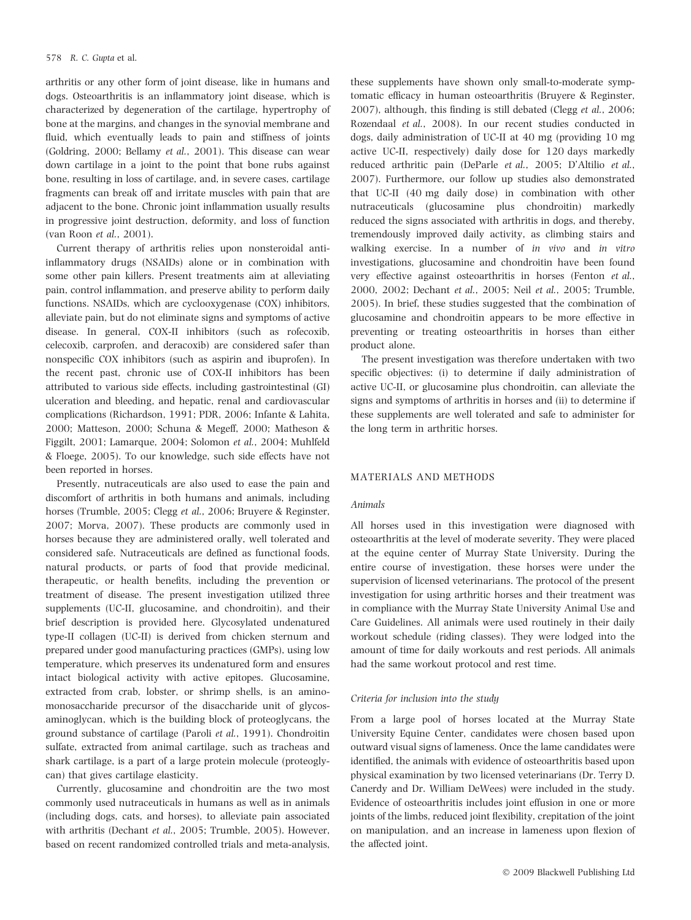arthritis or any other form of joint disease, like in humans and dogs. Osteoarthritis is an inflammatory joint disease, which is characterized by degeneration of the cartilage, hypertrophy of bone at the margins, and changes in the synovial membrane and fluid, which eventually leads to pain and stiffness of joints (Goldring, 2000; Bellamy *et al.*, 2001). This disease can wear down cartilage in a joint to the point that bone rubs against bone, resulting in loss of cartilage, and, in severe cases, cartilage fragments can break off and irritate muscles with pain that are adjacent to the bone. Chronic joint inflammation usually results in progressive joint destruction, deformity, and loss of function (van Roon *et al.*, 2001).

Current therapy of arthritis relies upon nonsteroidal anti-inflammatory drugs (NSAIDs) alone or in combination with some other pain killers. Present treatments aim at alleviating pain, control inflammation, and preserve ability to perform daily functions. NSAIDs, which are cyclooxygenase (COX) inhibitors, alleviate pain, but do not eliminate signs and symptoms of active disease. In general, COX-II inhibitors (such as rofecoxib, celecoxib, carprofen, and deracoxib) are considered safer than nonspecific COX inhibitors (such as aspirin and ibuprofen). In the recent past, chronic use of COX-II inhibitors has been attributed to various side effects, including gastrointestinal (GI) ulceration and bleeding, and hepatic, renal and cardiovascular complications (Richardson, 1991; PDR, 2006; Infante & Lahita, 2000; Matteson, 2000; Schuna & Megeff, 2000; Matheson & Figgilt, 2001; Lamarque, 2004; Solomon *et al.*, 2004; Muhlfeld & Floege, 2005). To our knowledge, such side effects have not been reported in horses.

Presently, nutraceuticals are also used to ease the pain and discomfort of arthritis in both humans and animals, including horses (Trumble, 2005; Clegg *et al.*, 2006; Bruyere & Reginster, 2007; Morva, 2007). These products are commonly used in horses because they are administered orally, well tolerated and considered safe. Nutraceuticals are defined as functional foods, natural products, or parts of food that provide medicinal, therapeutic, or health benefits, including the prevention or treatment of disease. The present investigation utilized three supplements (UC-II, glucosamine, and chondroitin), and their brief description is provided here. Glycosylated undenatured type-II collagen (UC-II) is derived from chicken sternum and prepared under good manufacturing practices (GMPs), using low temperature, which preserves its undenatured form and ensures intact biological activity with active epitopes. Glucosamine, extracted from crab, lobster, or shrimp shells, is an amino-monosaccharide precursor of the disaccharide unit of glycosaminoglycan, which is the building block of proteoglycans, the ground substance of cartilage (Paroli *et al.*, 1991). Chondroitin sulfate, extracted from animal cartilage, such as tracheas and shark cartilage, is a part of a large protein molecule (proteoglycan) that gives cartilage elasticity.

Currently, glucosamine and chondroitin are the two most commonly used nutraceuticals in humans as well as in animals (including dogs, cats, and horses), to alleviate pain associated with arthritis (Dechant *et al.*, 2005; Trumble, 2005). However, based on recent randomized controlled trials and meta-analysis, these supplements have shown only small-to-moderate symptomatic efficacy in human osteoarthritis (Bruyere & Reginster, 2007), although, this finding is still debated (Clegg *et al.*, 2006; Rozendaal *et al.*, 2008). In our recent studies conducted in dogs, daily administration of UC-II at 40 mg (providing 10 mg active UC-II, respectively) daily dose for 120 days markedly reduced arthritic pain (DeParle *et al.*, 2005; D'Altilio *et al.*, 2007). Furthermore, our follow up studies also demonstrated that UC-II (40 mg daily dose) in combination with other nutraceuticals (glucosamine plus chondroitin) markedly reduced the signs associated with arthritis in dogs, and thereby, tremendously improved daily activity, as climbing stairs and walking exercise. In a number of *in vivo* and *in vitro* investigations, glucosamine and chondroitin have been found very effective against osteoarthritis in horses (Fenton *et al.*, 2000, 2002; Dechant *et al.*, 2005; Neil *et al.*, 2005; Trumble, 2005). In brief, these studies suggested that the combination of glucosamine and chondroitin appears to be more effective in preventing or treating osteoarthritis in horses than either product alone.

The present investigation was therefore undertaken with two specific objectives: (i) to determine if daily administration of active UC-II, or glucosamine plus chondroitin, can alleviate the signs and symptoms of arthritis in horses and (ii) to determine if these supplements are well tolerated and safe to administer for the long term in arthritic horses.

## MATERIALS AND METHODS

### *Animals*

All horses used in this investigation were diagnosed with osteoarthritis at the level of moderate severity. They were placed at the equine center of Murray State University. During the entire course of investigation, these horses were under the supervision of licensed veterinarians. The protocol of the present investigation for using arthritic horses and their treatment was in compliance with the Murray State University Animal Use and Care Guidelines. All animals were used routinely in their daily workout schedule (riding classes). They were lodged into the amount of time for daily workouts and rest periods. All animals had the same workout protocol and rest time.

### *Criteria for inclusion into the study*

From a large pool of horses located at the Murray State University Equine Center, candidates were chosen based upon outward visual signs of lameness. Once the lame candidates were identified, the animals with evidence of osteoarthritis based upon physical examination by two licensed veterinarians (Dr. Terry D. Canerdy and Dr. William DeWees) were included in the study. Evidence of osteoarthritis includes joint effusion in one or more joints of the limbs, reduced joint flexibility, crepitation of the joint on manipulation, and an increase in lameness upon flexion of the affected joint.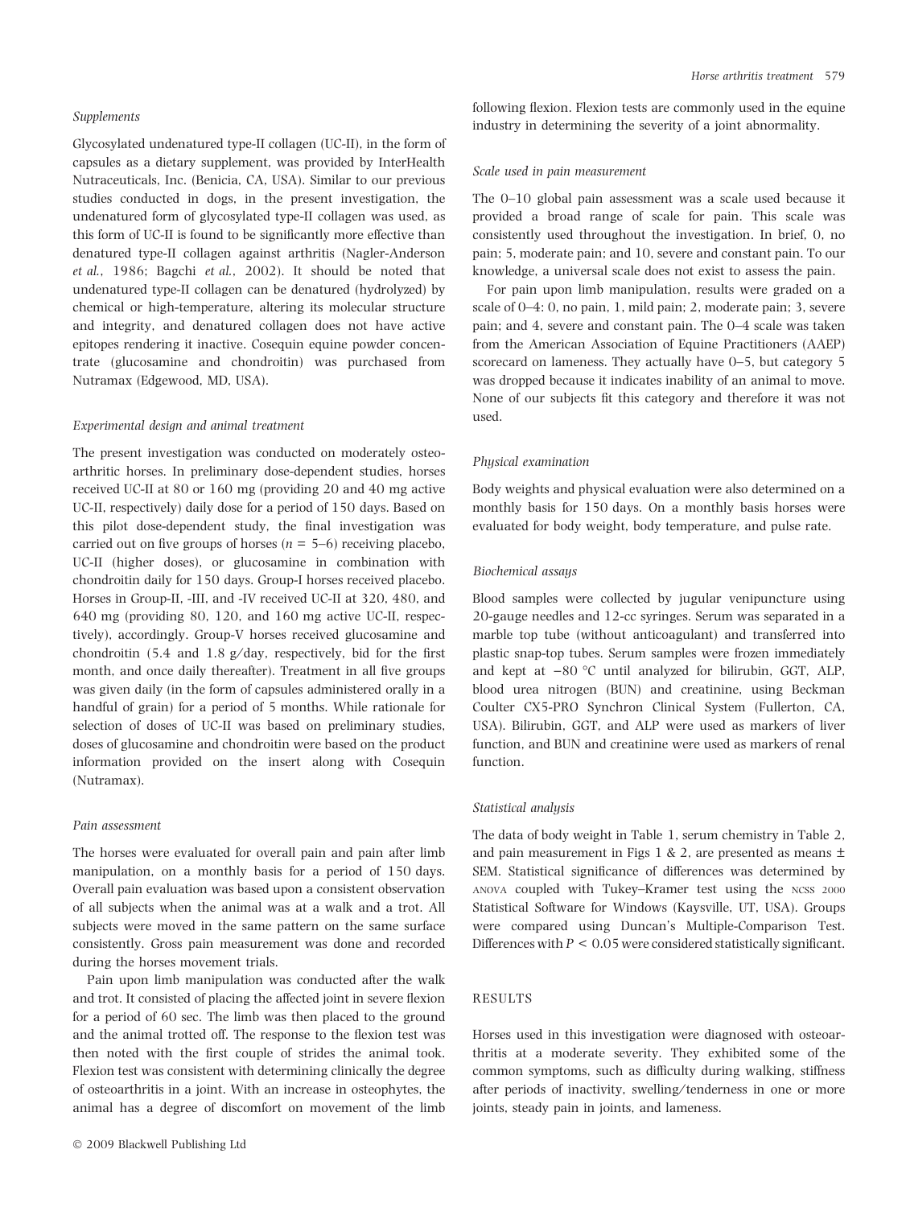### Supplements

Glycosylated undenatured type-II collagen (UC-II), in the form of capsules as a dietary supplement, was provided by InterHealth Nutraceuticals, Inc. (Benicia, CA, USA). Similar to our previous studies conducted in dogs, in the present investigation, the undenatured form of glycosylated type-II collagen was used, as this form of UC-II is found to be significantly more effective than denatured type-II collagen against arthritis (Nagler-Anderson *et al.*, 1986; Bagchi *et al.*, 2002). It should be noted that undenatured type-II collagen can be denatured (hydrolyzed) by chemical or high-temperature, altering its molecular structure and integrity, and denatured collagen does not have active epitopes rendering it inactive. Cosequin equine powder concentrate (glucosamine and chondroitin) was purchased from Nutramax (Edgewood, MD, USA).

### Experimental design and animal treatment

The present investigation was conducted on moderately osteoarthritic horses. In preliminary dose-dependent studies, horses received UC-II at 80 or 160 mg (providing 20 and 40 mg active UC-II, respectively) daily dose for a period of 150 days. Based on this pilot dose-dependent study, the final investigation was carried out on five groups of horses ($n = 5$–$6$) receiving placebo, UC-II (higher doses), or glucosamine in combination with chondroitin daily for 150 days. Group-I horses received placebo. Horses in Group-II, -III, and -IV received UC-II at 320, 480, and 640 mg (providing 80, 120, and 160 mg active UC-II, respectively), accordingly. Group-V horses received glucosamine and chondroitin (5.4 and 1.8 g/day, respectively, bid for the first month, and once daily thereafter). Treatment in all five groups was given daily (in the form of capsules administered orally in a handful of grain) for a period of 5 months. While rationale for selection of doses of UC-II was based on preliminary studies, doses of glucosamine and chondroitin were based on the product information provided on the insert along with Cosequin (Nutramax).

### Pain assessment

The horses were evaluated for overall pain and pain after limb manipulation, on a monthly basis for a period of 150 days. Overall pain evaluation was based upon a consistent observation of all subjects when the animal was at a walk and a trot. All subjects were moved in the same pattern on the same surface consistently. Gross pain measurement was done and recorded during the horses movement trials.

Pain upon limb manipulation was conducted after the walk and trot. It consisted of placing the affected joint in severe flexion for a period of 60 sec. The limb was then placed to the ground and the animal trotted off. The response to the flexion test was then noted with the first couple of strides the animal took. Flexion test was consistent with determining clinically the degree of osteoarthritis in a joint. With an increase in osteophytes, the animal has a degree of discomfort on movement of the limb following flexion. Flexion tests are commonly used in the equine industry in determining the severity of a joint abnormality.

### Scale used in pain measurement

The 0–10 global pain assessment was a scale used because it provided a broad range of scale for pain. This scale was consistently used throughout the investigation. In brief, 0, no pain; 5, moderate pain; and 10, severe and constant pain. To our knowledge, a universal scale does not exist to assess the pain.

For pain upon limb manipulation, results were graded on a scale of 0–4: 0, no pain, 1, mild pain; 2, moderate pain; 3, severe pain; and 4, severe and constant pain. The 0–4 scale was taken from the American Association of Equine Practitioners (AAEP) scorecard on lameness. They actually have 0–5, but category 5 was dropped because it indicates inability of an animal to move. None of our subjects fit this category and therefore it was not used.

### Physical examination

Body weights and physical evaluation were also determined on a monthly basis for 150 days. On a monthly basis horses were evaluated for body weight, body temperature, and pulse rate.

### Biochemical assays

Blood samples were collected by jugular venipuncture using 20-gauge needles and 12-cc syringes. Serum was separated in a marble top tube (without anticoagulant) and transferred into plastic snap-top tubes. Serum samples were frozen immediately and kept at −80 °C until analyzed for bilirubin, GGT, ALP, blood urea nitrogen (BUN) and creatinine, using Beckman Coulter CX5-PRO Synchron Clinical System (Fullerton, CA, USA). Bilirubin, GGT, and ALP were used as markers of liver function, and BUN and creatinine were used as markers of renal function.

### Statistical analysis

The data of body weight in Table 1, serum chemistry in Table 2, and pain measurement in Figs 1 & 2, are presented as means ± SEM. Statistical significance of differences was determined by ANOVA coupled with Tukey–Kramer test using the NCSS 2000 Statistical Software for Windows (Kaysville, UT, USA). Groups were compared using Duncan's Multiple-Comparison Test. Differences with $P < 0.05$ were considered statistically significant.

## RESULTS

Horses used in this investigation were diagnosed with osteoarthritis at a moderate severity. They exhibited some of the common symptoms, such as difficulty during walking, stiffness after periods of inactivity, swelling/tenderness in one or more joints, steady pain in joints, and lameness.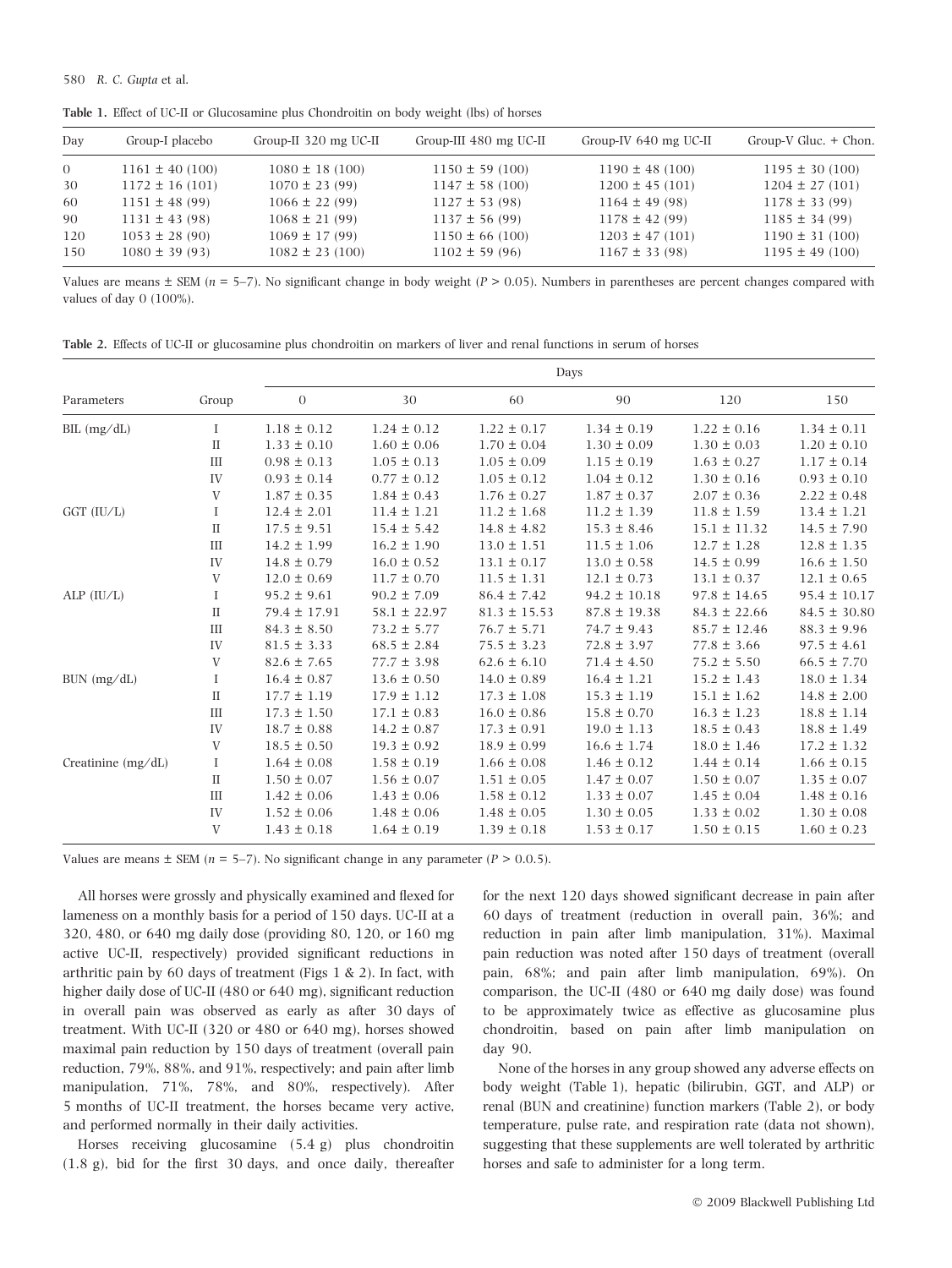**Table 1.** Effect of UC-II or Glucosamine plus Chondroitin on body weight (lbs) of horses

| Day | Group-I placebo | Group-II 320 mg UC-II | Group-III 480 mg UC-II | Group-IV 640 mg UC-II | Group-V Gluc. + Chon. |
|---|---|---|---|---|---|
| 0 | 1161 ± 40 (100) | 1080 ± 18 (100) | 1150 ± 59 (100) | 1190 ± 48 (100) | 1195 ± 30 (100) |
| 30 | 1172 ± 16 (101) | 1070 ± 23 (99) | 1147 ± 58 (100) | 1200 ± 45 (101) | 1204 ± 27 (101) |
| 60 | 1151 ± 48 (99) | 1066 ± 22 (99) | 1127 ± 53 (98) | 1164 ± 49 (98) | 1178 ± 33 (99) |
| 90 | 1131 ± 43 (98) | 1068 ± 21 (99) | 1137 ± 56 (99) | 1178 ± 42 (99) | 1185 ± 34 (99) |
| 120 | 1053 ± 28 (90) | 1069 ± 17 (99) | 1150 ± 66 (100) | 1203 ± 47 (101) | 1190 ± 31 (100) |
| 150 | 1080 ± 39 (93) | 1082 ± 23 (100) | 1102 ± 59 (96) | 1167 ± 33 (98) | 1195 ± 49 (100) |

Values are means ± SEM ($n$ = 5–7). No significant change in body weight ($P > 0.05$). Numbers in parentheses are percent changes compared with values of day 0 (100%).

**Table 2.** Effects of UC-II or glucosamine plus chondroitin on markers of liver and renal functions in serum of horses

| Parameters | Group | Days | | | | | |
|---|---|---|---|---|---|---|---|
| | | 0 | 30 | 60 | 90 | 120 | 150 |
| BIL (mg/dL) | I | 1.18 ± 0.12 | 1.24 ± 0.12 | 1.22 ± 0.17 | 1.34 ± 0.19 | 1.22 ± 0.16 | 1.34 ± 0.11 |
| | II | 1.33 ± 0.10 | 1.60 ± 0.06 | 1.70 ± 0.04 | 1.30 ± 0.09 | 1.30 ± 0.03 | 1.20 ± 0.10 |
| | III | 0.98 ± 0.13 | 1.05 ± 0.13 | 1.05 ± 0.09 | 1.15 ± 0.19 | 1.63 ± 0.27 | 1.17 ± 0.14 |
| | IV | 0.93 ± 0.14 | 0.77 ± 0.12 | 1.05 ± 0.12 | 1.04 ± 0.12 | 1.30 ± 0.16 | 0.93 ± 0.10 |
| | V | 1.87 ± 0.35 | 1.84 ± 0.43 | 1.76 ± 0.27 | 1.87 ± 0.37 | 2.07 ± 0.36 | 2.22 ± 0.48 |
| GGT (IU/L) | I | 12.4 ± 2.01 | 11.4 ± 1.21 | 11.2 ± 1.68 | 11.2 ± 1.39 | 11.8 ± 1.59 | 13.4 ± 1.21 |
| | II | 17.5 ± 9.51 | 15.4 ± 5.42 | 14.8 ± 4.82 | 15.3 ± 8.46 | 15.1 ± 11.32 | 14.5 ± 7.90 |
| | III | 14.2 ± 1.99 | 16.2 ± 1.90 | 13.0 ± 1.51 | 11.5 ± 1.06 | 12.7 ± 1.28 | 12.8 ± 1.35 |
| | IV | 14.8 ± 0.79 | 16.0 ± 0.52 | 13.1 ± 0.17 | 13.0 ± 0.58 | 14.5 ± 0.99 | 16.6 ± 1.50 |
| | V | 12.0 ± 0.69 | 11.7 ± 0.70 | 11.5 ± 1.31 | 12.1 ± 0.73 | 13.1 ± 0.37 | 12.1 ± 0.65 |
| ALP (IU/L) | I | 95.2 ± 9.61 | 90.2 ± 7.09 | 86.4 ± 7.42 | 94.2 ± 10.18 | 97.8 ± 14.65 | 95.4 ± 10.17 |
| | II | 79.4 ± 17.91 | 58.1 ± 22.97 | 81.3 ± 15.53 | 87.8 ± 19.38 | 84.3 ± 22.66 | 84.5 ± 30.80 |
| | III | 84.3 ± 8.50 | 73.2 ± 5.77 | 76.7 ± 5.71 | 74.7 ± 9.43 | 85.7 ± 12.46 | 88.3 ± 9.96 |
| | IV | 81.5 ± 3.33 | 68.5 ± 2.84 | 75.5 ± 3.23 | 72.8 ± 3.97 | 77.8 ± 3.66 | 97.5 ± 4.61 |
| | V | 82.6 ± 7.65 | 77.7 ± 3.98 | 62.6 ± 6.10 | 71.4 ± 4.50 | 75.2 ± 5.50 | 66.5 ± 7.70 |
| BUN (mg/dL) | I | 16.4 ± 0.87 | 13.6 ± 0.50 | 14.0 ± 0.89 | 16.4 ± 1.21 | 15.2 ± 1.43 | 18.0 ± 1.34 |
| | II | 17.7 ± 1.19 | 17.9 ± 1.12 | 17.3 ± 1.08 | 15.3 ± 1.19 | 15.1 ± 1.62 | 14.8 ± 2.00 |
| | III | 17.3 ± 1.50 | 17.1 ± 0.83 | 16.0 ± 0.86 | 15.8 ± 0.70 | 16.3 ± 1.23 | 18.8 ± 1.14 |
| | IV | 18.7 ± 0.88 | 14.2 ± 0.87 | 17.3 ± 0.91 | 19.0 ± 1.13 | 18.5 ± 0.43 | 18.8 ± 1.49 |
| | V | 18.5 ± 0.50 | 19.3 ± 0.92 | 18.9 ± 0.99 | 16.6 ± 1.74 | 18.0 ± 1.46 | 17.2 ± 1.32 |
| Creatinine (mg/dL) | I | 1.64 ± 0.08 | 1.58 ± 0.19 | 1.66 ± 0.08 | 1.46 ± 0.12 | 1.44 ± 0.14 | 1.66 ± 0.15 |
| | II | 1.50 ± 0.07 | 1.56 ± 0.07 | 1.51 ± 0.05 | 1.47 ± 0.07 | 1.50 ± 0.07 | 1.35 ± 0.07 |
| | III | 1.42 ± 0.06 | 1.43 ± 0.06 | 1.58 ± 0.12 | 1.33 ± 0.07 | 1.45 ± 0.04 | 1.48 ± 0.16 |
| | IV | 1.52 ± 0.06 | 1.48 ± 0.06 | 1.48 ± 0.05 | 1.30 ± 0.05 | 1.33 ± 0.02 | 1.30 ± 0.08 |
| | V | 1.43 ± 0.18 | 1.64 ± 0.19 | 1.39 ± 0.18 | 1.53 ± 0.17 | 1.50 ± 0.15 | 1.60 ± 0.23 |

Values are means ± SEM ($n$ = 5–7). No significant change in any parameter ($P > 0.0.5$).

All horses were grossly and physically examined and flexed for lameness on a monthly basis for a period of 150 days. UC-II at a 320, 480, or 640 mg daily dose (providing 80, 120, or 160 mg active UC-II, respectively) provided significant reductions in arthritic pain by 60 days of treatment (Figs 1 & 2). In fact, with higher daily dose of UC-II (480 or 640 mg), significant reduction in overall pain was observed as early as after 30 days of treatment. With UC-II (320 or 480 or 640 mg), horses showed maximal pain reduction by 150 days of treatment (overall pain reduction, 79%, 88%, and 91%, respectively; and pain after limb manipulation, 71%, 78%, and 80%, respectively). After 5 months of UC-II treatment, the horses became very active, and performed normally in their daily activities.

Horses receiving glucosamine (5.4 g) plus chondroitin (1.8 g), bid for the first 30 days, and once daily, thereafter for the next 120 days showed significant decrease in pain after 60 days of treatment (reduction in overall pain, 36%; and reduction in pain after limb manipulation, 31%). Maximal pain reduction was noted after 150 days of treatment (overall pain, 68%; and pain after limb manipulation, 69%). On comparison, the UC-II (480 or 640 mg daily dose) was found to be approximately twice as effective as glucosamine plus chondroitin, based on pain after limb manipulation on day 90.

None of the horses in any group showed any adverse effects on body weight (Table 1), hepatic (bilirubin, GGT, and ALP) or renal (BUN and creatinine) function markers (Table 2), or body temperature, pulse rate, and respiration rate (data not shown), suggesting that these supplements are well tolerated by arthritic horses and safe to administer for a long term.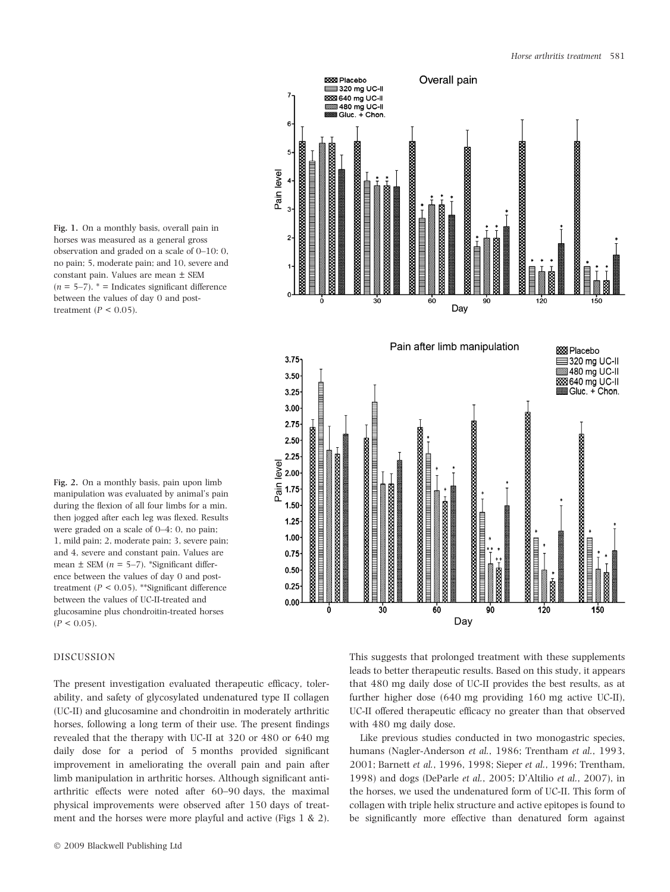**Fig. 1.** On a monthly basis, overall pain in horses was measured as a general gross observation and graded on a scale of 0–10: 0, no pain; 5, moderate pain; and 10, severe and constant pain. Values are mean ± SEM ($n$ = 5–7). * = Indicates significant difference between the values of day 0 and post-treatment ($P < 0.05$).

**Fig. 2.** On a monthly basis, pain upon limb manipulation was evaluated by animal's pain during the flexion of all four limbs for a min. then jogged after each leg was flexed. Results were graded on a scale of 0–4: 0, no pain; 1, mild pain; 2, moderate pain; 3, severe pain; and 4, severe and constant pain. Values are mean ± SEM ($n$ = 5–7). *Significant difference between the values of day 0 and post-treatment ($P < 0.05$). **Significant difference between the values of UC-II-treated and glucosamine plus chondroitin-treated horses ($P < 0.05$).

## DISCUSSION

The present investigation evaluated therapeutic efficacy, tolerability, and safety of glycosylated undenatured type II collagen (UC-II) and glucosamine and chondroitin in moderately arthritic horses, following a long term of their use. The present findings revealed that the therapy with UC-II at 320 or 480 or 640 mg daily dose for a period of 5 months provided significant improvement in ameliorating the overall pain and pain after limb manipulation in arthritic horses. Although significant anti-arthritic effects were noted after 60–90 days, the maximal physical improvements were observed after 150 days of treatment and the horses were more playful and active (Figs 1 & 2). This suggests that prolonged treatment with these supplements leads to better therapeutic results. Based on this study, it appears that 480 mg daily dose of UC-II provides the best results, as at further higher dose (640 mg providing 160 mg active UC-II), UC-II offered therapeutic efficacy no greater than that observed with 480 mg daily dose.

Like previous studies conducted in two monogastric species, humans (Nagler-Anderson *et al.*, 1986; Trentham *et al.*, 1993, 2001; Barnett *et al.*, 1996, 1998; Sieper *et al.*, 1996; Trentham, 1998) and dogs (DeParle *et al.*, 2005; D'Altilio *et al.*, 2007), in the horses, we used the undenatured form of UC-II. This form of collagen with triple helix structure and active epitopes is found to be significantly more effective than denatured form against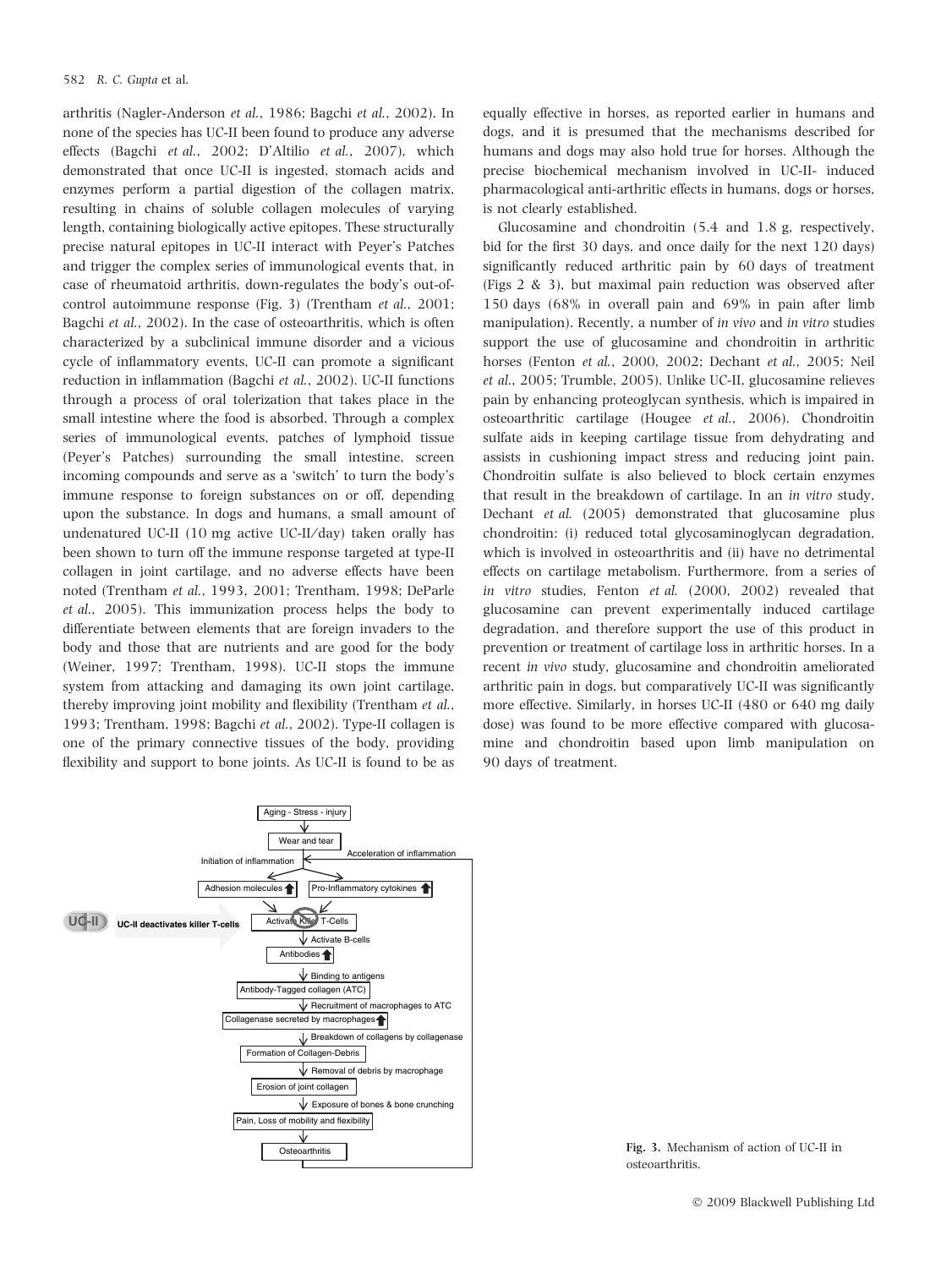arthritis (Nagler-Anderson *et al.*, 1986; Bagchi *et al.*, 2002). In none of the species has UC-II been found to produce any adverse effects (Bagchi *et al.*, 2002; D'Altilio *et al.*, 2007), which demonstrated that once UC-II is ingested, stomach acids and enzymes perform a partial digestion of the collagen matrix, resulting in chains of soluble collagen molecules of varying length, containing biologically active epitopes. These structurally precise natural epitopes in UC-II interact with Peyer's Patches and trigger the complex series of immunological events that, in case of rheumatoid arthritis, down-regulates the body's out-of-control autoimmune response (Fig. 3) (Trentham *et al.*, 2001; Bagchi *et al.*, 2002). In the case of osteoarthritis, which is often characterized by a subclinical immune disorder and a vicious cycle of inflammatory events, UC-II can promote a significant reduction in inflammation (Bagchi *et al.*, 2002). UC-II functions through a process of oral tolerization that takes place in the small intestine where the food is absorbed. Through a complex series of immunological events, patches of lymphoid tissue (Peyer's Patches) surrounding the small intestine, screen incoming compounds and serve as a 'switch' to turn the body's immune response to foreign substances on or off, depending upon the substance. In dogs and humans, a small amount of undenatured UC-II (10 mg active UC-II/day) taken orally has been shown to turn off the immune response targeted at type-II collagen in joint cartilage, and no adverse effects have been noted (Trentham *et al.*, 1993, 2001; Trentham, 1998; DeParle *et al.*, 2005). This immunization process helps the body to differentiate between elements that are foreign invaders to the body and those that are nutrients and are good for the body (Weiner, 1997; Trentham, 1998). UC-II stops the immune system from attacking and damaging its own joint cartilage, thereby improving joint mobility and flexibility (Trentham *et al.*, 1993; Trentham, 1998; Bagchi *et al.*, 2002). Type-II collagen is one of the primary connective tissues of the body, providing flexibility and support to bone joints. As UC-II is found to be as equally effective in horses, as reported earlier in humans and dogs, and it is presumed that the mechanisms described for humans and dogs may also hold true for horses. Although the precise biochemical mechanism involved in UC-II- induced pharmacological anti-arthritic effects in humans, dogs or horses, is not clearly established.

Glucosamine and chondroitin (5.4 and 1.8 g, respectively, bid for the first 30 days, and once daily for the next 120 days) significantly reduced arthritic pain by 60 days of treatment (Figs 2 & 3), but maximal pain reduction was observed after 150 days (68% in overall pain and 69% in pain after limb manipulation). Recently, a number of *in vivo* and *in vitro* studies support the use of glucosamine and chondroitin in arthritic horses (Fenton *et al.*, 2000, 2002; Dechant *et al.*, 2005; Neil *et al.*, 2005; Trumble, 2005). Unlike UC-II, glucosamine relieves pain by enhancing proteoglycan synthesis, which is impaired in osteoarthritic cartilage (Hougee *et al.*, 2006). Chondroitin sulfate aids in keeping cartilage tissue from dehydrating and assists in cushioning impact stress and reducing joint pain. Chondroitin sulfate is also believed to block certain enzymes that result in the breakdown of cartilage. In an *in vitro* study, Dechant *et al.* (2005) demonstrated that glucosamine plus chondroitin: (i) reduced total glycosaminoglycan degradation, which is involved in osteoarthritis and (ii) have no detrimental effects on cartilage metabolism. Furthermore, from a series of *in vitro* studies, Fenton *et al.* (2000, 2002) revealed that glucosamine can prevent experimentally induced cartilage degradation, and therefore support the use of this product in prevention or treatment of cartilage loss in arthritic horses. In a recent *in vivo* study, glucosamine and chondroitin ameliorated arthritic pain in dogs, but comparatively UC-II was significantly more effective. Similarly, in horses UC-II (480 or 640 mg daily dose) was found to be more effective compared with glucosamine and chondroitin based upon limb manipulation on 90 days of treatment.

**Fig. 3.** Mechanism of action of UC-II in osteoarthritis.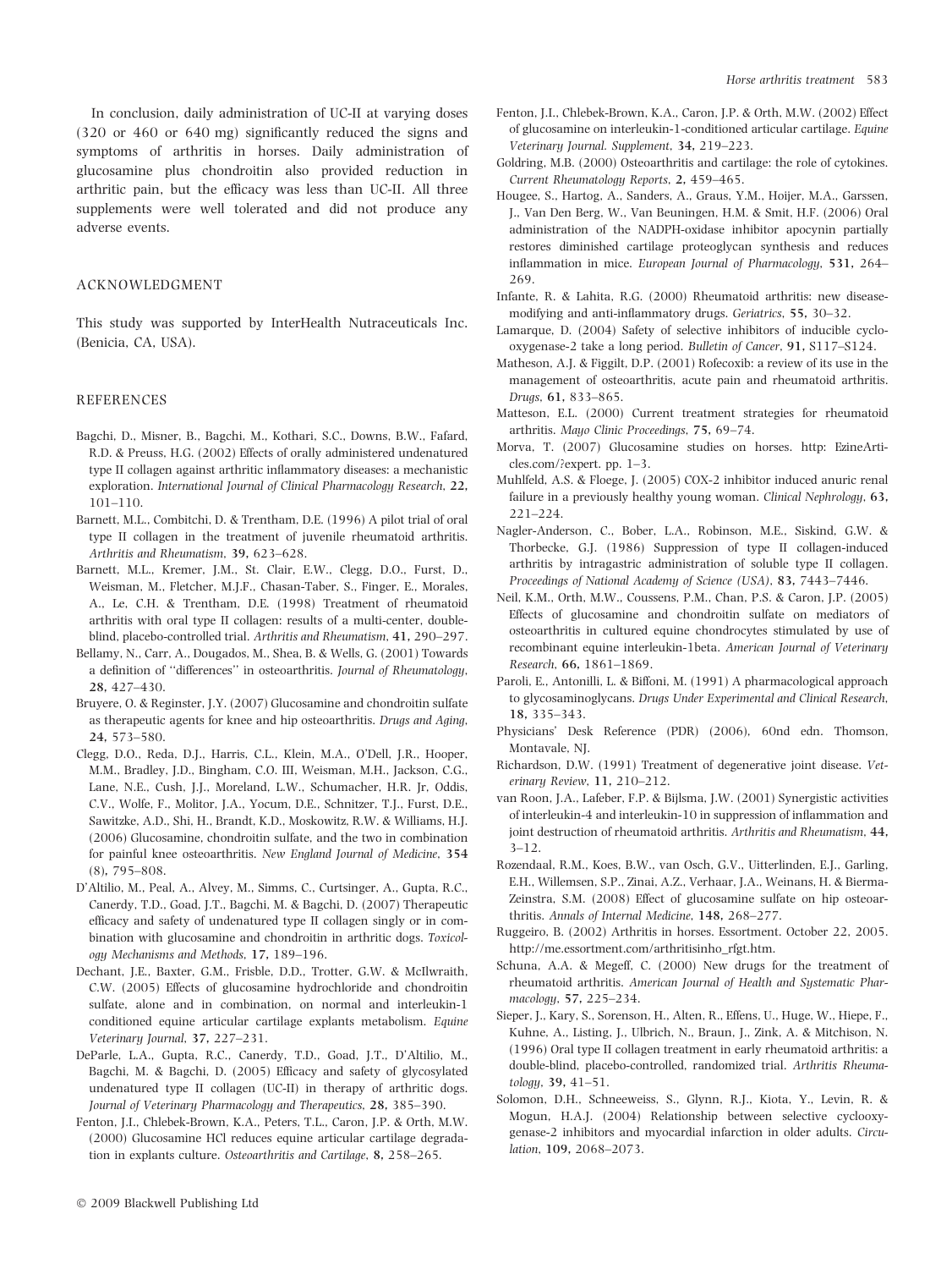In conclusion, daily administration of UC-II at varying doses (320 or 460 or 640 mg) significantly reduced the signs and symptoms of arthritis in horses. Daily administration of glucosamine plus chondroitin also provided reduction in arthritic pain, but the efficacy was less than UC-II. All three supplements were well tolerated and did not produce any adverse events.

## ACKNOWLEDGMENT

This study was supported by InterHealth Nutraceuticals Inc. (Benicia, CA, USA).

## REFERENCES

Bagchi, D., Misner, B., Bagchi, M., Kothari, S.C., Downs, B.W., Fafard, R.D. & Preuss, H.G. (2002) Effects of orally administered undenatured type II collagen against arthritic inflammatory diseases: a mechanistic exploration. *International Journal of Clinical Pharmacology Research*, **22**, 101–110.

Barnett, M.L., Combitchi, D. & Trentham, D.E. (1996) A pilot trial of oral type II collagen in the treatment of juvenile rheumatoid arthritis. *Arthritis and Rheumatism*, **39**, 623–628.

Barnett, M.L., Kremer, J.M., St. Clair, E.W., Clegg, D.O., Furst, D., Weisman, M., Fletcher, M.J.F., Chasan-Taber, S., Finger, E., Morales, A., Le, C.H. & Trentham, D.E. (1998) Treatment of rheumatoid arthritis with oral type II collagen: results of a multi-center, double-blind, placebo-controlled trial. *Arthritis and Rheumatism*, **41**, 290–297.

Bellamy, N., Carr, A., Dougados, M., Shea, B. & Wells, G. (2001) Towards a definition of ''differences'' in osteoarthritis. *Journal of Rheumatology*, **28**, 427–430.

Bruyere, O. & Reginster, J.Y. (2007) Glucosamine and chondroitin sulfate as therapeutic agents for knee and hip osteoarthritis. *Drugs and Aging*, **24**, 573–580.

Clegg, D.O., Reda, D.J., Harris, C.L., Klein, M.A., O'Dell, J.R., Hooper, M.M., Bradley, J.D., Bingham, C.O. III, Weisman, M.H., Jackson, C.G., Lane, N.E., Cush, J.J., Moreland, L.W., Schumacher, H.R. Jr, Oddis, C.V., Wolfe, F., Molitor, J.A., Yocum, D.E., Schnitzer, T.J., Furst, D.E., Sawitzke, A.D., Shi, H., Brandt, K.D., Moskowitz, R.W. & Williams, H.J. (2006) Glucosamine, chondroitin sulfate, and the two in combination for painful knee osteoarthritis. *New England Journal of Medicine*, **354** (8), 795–808.

D'Altilio, M., Peal, A., Alvey, M., Simms, C., Curtsinger, A., Gupta, R.C., Canerdy, T.D., Goad, J.T., Bagchi, M. & Bagchi, D. (2007) Therapeutic efficacy and safety of undenatured type II collagen singly or in combination with glucosamine and chondroitin in arthritic dogs. *Toxicology Mechanisms and Methods*, **17**, 189–196.

Dechant, J.E., Baxter, G.M., Frisble, D.D., Trotter, G.W. & McIlwraith, C.W. (2005) Effects of glucosamine hydrochloride and chondroitin sulfate, alone and in combination, on normal and interleukin-1 conditioned equine articular cartilage explants metabolism. *Equine Veterinary Journal*, **37**, 227–231.

DeParle, L.A., Gupta, R.C., Canerdy, T.D., Goad, J.T., D'Altilio, M., Bagchi, M. & Bagchi, D. (2005) Efficacy and safety of glycosylated undenatured type II collagen (UC-II) in therapy of arthritic dogs. *Journal of Veterinary Pharmacology and Therapeutics*, **28**, 385–390.

Fenton, J.I., Chlebek-Brown, K.A., Peters, T.L., Caron, J.P. & Orth, M.W. (2000) Glucosamine HCl reduces equine articular cartilage degradation in explants culture. *Osteoarthritis and Cartilage*, **8**, 258–265.

Fenton, J.I., Chlebek-Brown, K.A., Caron, J.P. & Orth, M.W. (2002) Effect of glucosamine on interleukin-1-conditioned articular cartilage. *Equine Veterinary Journal. Supplement*, **34**, 219–223.

Goldring, M.B. (2000) Osteoarthritis and cartilage: the role of cytokines. *Current Rheumatology Reports*, **2**, 459–465.

Hougee, S., Hartog, A., Sanders, A., Graus, Y.M., Hoijer, M.A., Garssen, J., Van Den Berg, W., Van Beuningen, H.M. & Smit, H.F. (2006) Oral administration of the NADPH-oxidase inhibitor apocynin partially restores diminished cartilage proteoglycan synthesis and reduces inflammation in mice. *European Journal of Pharmacology*, **531**, 264–269.

Infante, R. & Lahita, R.G. (2000) Rheumatoid arthritis: new disease-modifying and anti-inflammatory drugs. *Geriatrics*, **55**, 30–32.

Lamarque, D. (2004) Safety of selective inhibitors of inducible cyclo-oxygenase-2 take a long period. *Bulletin of Cancer*, **91**, S117–S124.

Matheson, A.J. & Figgitt, D.P. (2001) Rofecoxib: a review of its use in the management of osteoarthritis, acute pain and rheumatoid arthritis. *Drugs*, **61**, 833–865.

Matteson, E.L. (2000) Current treatment strategies for rheumatoid arthritis. *Mayo Clinic Proceedings*, **75**, 69–74.

Morva, T. (2007) Glucosamine studies on horses. http: EzineArticles.com/?expert. pp. 1–3.

Muhlfeld, A.S. & Floege, J. (2005) COX-2 inhibitor induced anuric renal failure in a previously healthy young woman. *Clinical Nephrology*, **63**, 221–224.

Nagler-Anderson, C., Bober, L.A., Robinson, M.E., Siskind, G.W. & Thorbecke, G.J. (1986) Suppression of type II collagen-induced arthritis by intragastric administration of soluble type II collagen. *Proceedings of National Academy of Science (USA)*, **83**, 7443–7446.

Neil, K.M., Orth, M.W., Coussens, P.M., Chan, P.S. & Caron, J.P. (2005) Effects of glucosamine and chondroitin sulfate on mediators of osteoarthritis in cultured equine chondrocytes stimulated by use of recombinant equine interleukin-1beta. *American Journal of Veterinary Research*, **66**, 1861–1869.

Paroli, E., Antonilli, L. & Biffoni, M. (1991) A pharmacological approach to glycosaminoglycans. *Drugs Under Experimental and Clinical Research*, **18**, 335–343.

Physicians' Desk Reference (PDR) (2006), 60nd edn. Thomson, Montavale, NJ.

Richardson, D.W. (1991) Treatment of degenerative joint disease. *Veterinary Review*, **11**, 210–212.

van Roon, J.A., Lafeber, F.P. & Bijlsma, J.W. (2001) Synergistic activities of interleukin-4 and interleukin-10 in suppression of inflammation and joint destruction of rheumatoid arthritis. *Arthritis and Rheumatism*, **44**, 3–12.

Rozendaal, R.M., Koes, B.W., van Osch, G.V., Uitterlinden, E.J., Garling, E.H., Willemsen, S.P., Zinai, A.Z., Verhaar, J.A., Weinans, H. & Bierma-Zeinstra, S.M. (2008) Effect of glucosamine sulfate on hip osteoarthritis. *Annals of Internal Medicine*, **148**, 268–277.

Ruggeiro, B. (2002) Arthritis in horses. Essortment. October 22, 2005. http://me.essortment.com/arthritisinho_rfgt.htm.

Schuna, A.A. & Megeff, C. (2000) New drugs for the treatment of rheumatoid arthritis. *American Journal of Health and Systematic Pharmacology*, **57**, 225–234.

Sieper, J., Kary, S., Sorenson, H., Alten, R., Effens, U., Huge, W., Hiepe, F., Kuhne, A., Listing, J., Ulbrich, N., Braun, J., Zink, A. & Mitchison, N. (1996) Oral type II collagen treatment in early rheumatoid arthritis: a double-blind, placebo-controlled, randomized trial. *Arthritis Rheumatology*, **39**, 41–51.

Solomon, D.H., Schneeweiss, S., Glynn, R.J., Kiota, Y., Levin, R. & Mogun, H.A.J. (2004) Relationship between selective cyclooxygenase-2 inhibitors and myocardial infarction in older adults. *Circulation*, **109**, 2068–2073.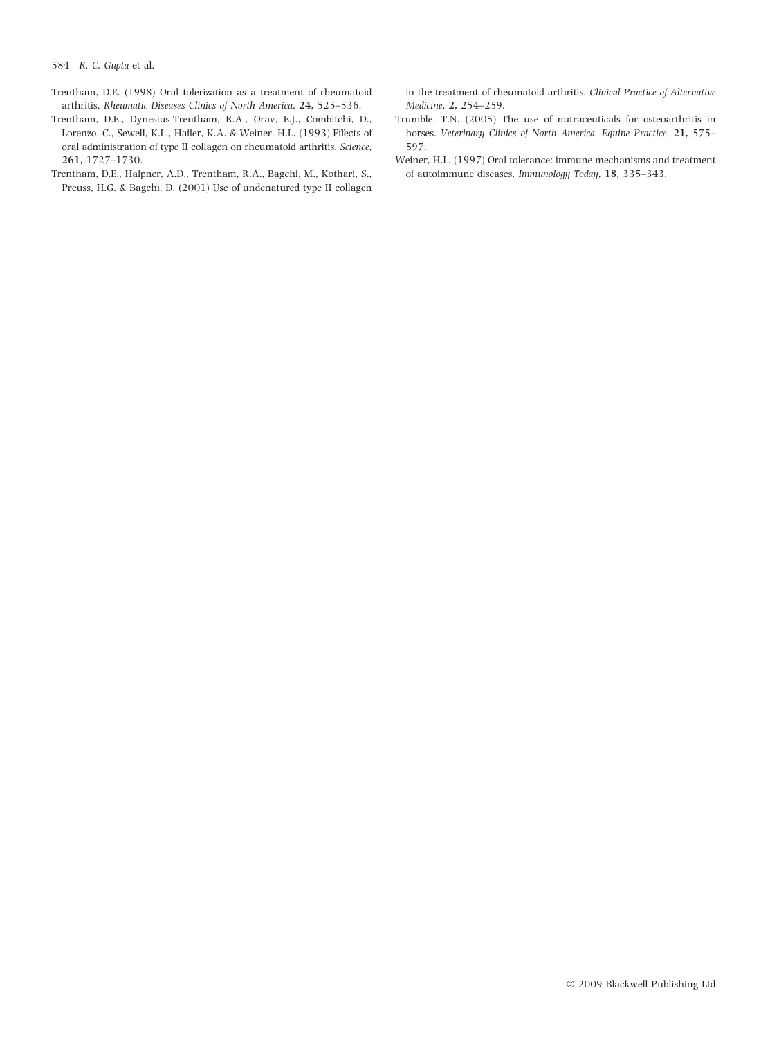Trentham, D.E. (1998) Oral tolerization as a treatment of rheumatoid arthritis. *Rheumatic Diseases Clinics of North America*, **24,** 525–536.

Trentham, D.E., Dynesius-Trentham, R.A., Orav, E.J., Combitchi, D., Lorenzo, C., Sewell, K.L., Hafler, K.A. & Weiner, H.L. (1993) Effects of oral administration of type II collagen on rheumatoid arthritis. *Science*, **261,** 1727–1730.

Trentham, D.E., Halpner, A.D., Trentham, R.A., Bagchi, M., Kothari, S., Preuss, H.G. & Bagchi, D. (2001) Use of undenatured type II collagen in the treatment of rheumatoid arthritis. *Clinical Practice of Alternative Medicine*, **2,** 254–259.

Trumble, T.N. (2005) The use of nutraceuticals for osteoarthritis in horses. *Veterinary Clinics of North America. Equine Practice*, **21,** 575–597.

Weiner, H.L. (1997) Oral tolerance: immune mechanisms and treatment of autoimmune diseases. *Immunology Today*, **18,** 335–343.